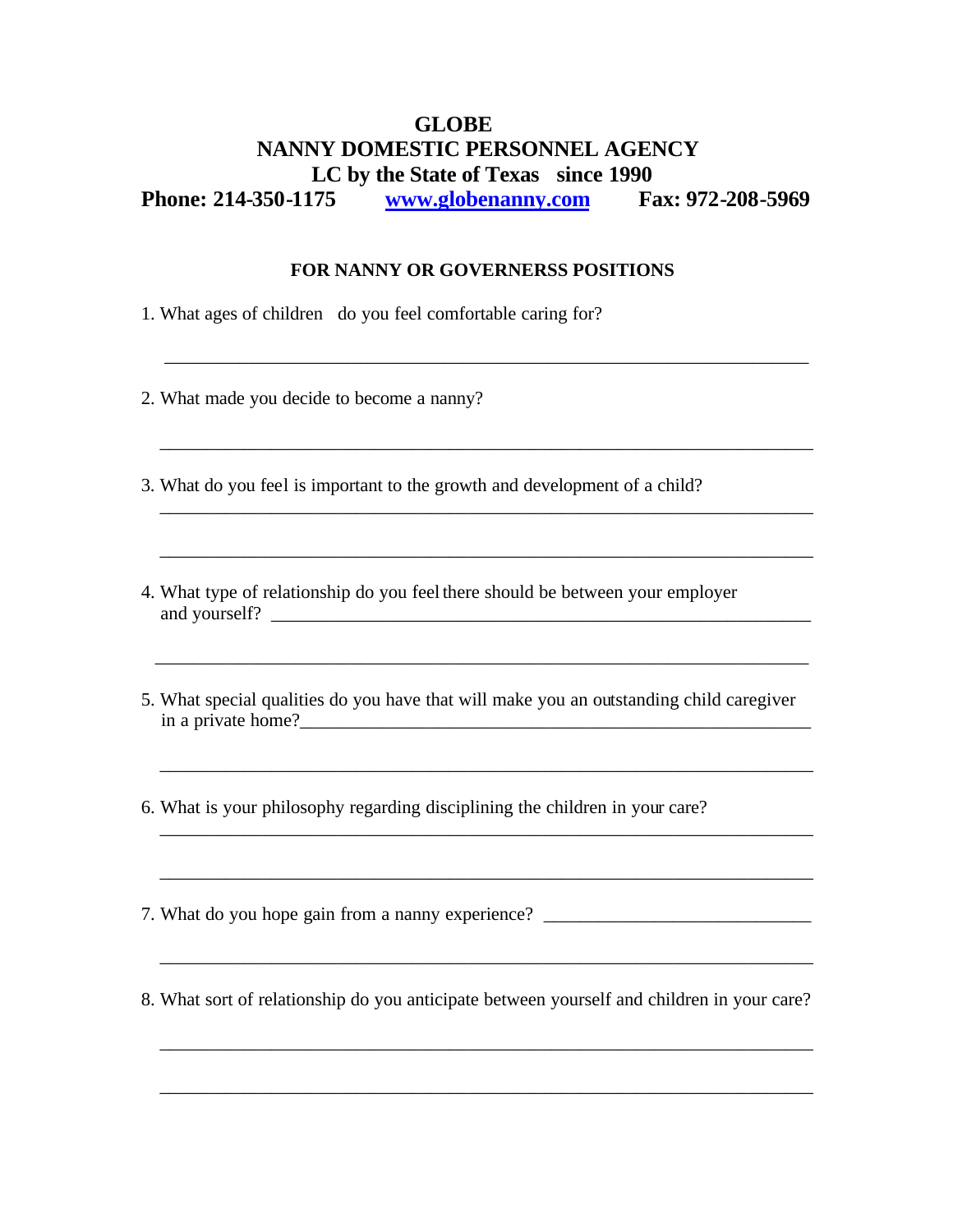# GLOBE
# NANNY DOMESTIC PERSONNEL AGENCY
## LC by the State of Texas since 1990

**Phone: 214-350-1175** [**www.globenanny.com**](http://www.globenanny.com) **Fax: 972-208-5969**

### FOR NANNY OR GOVERNERSS POSITIONS

1. What ages of children do you feel comfortable caring for?

   ______________________________________________________________________

2. What made you decide to become a nanny?

   ______________________________________________________________________

3. What do you feel is important to the growth and development of a child?

   ______________________________________________________________________

   ______________________________________________________________________

4. What type of relationship do you feel there should be between your employer and yourself? ____________________________________________________________

   ______________________________________________________________________

5. What special qualities do you have that will make you an outstanding child caregiver in a private home?_______________________________________________________

   ______________________________________________________________________

6. What is your philosophy regarding disciplining the children in your care?

   ______________________________________________________________________

   ______________________________________________________________________

7. What do you hope gain from a nanny experience? ____________________________

   ______________________________________________________________________

8. What sort of relationship do you anticipate between yourself and children in your care?

   ______________________________________________________________________

   ______________________________________________________________________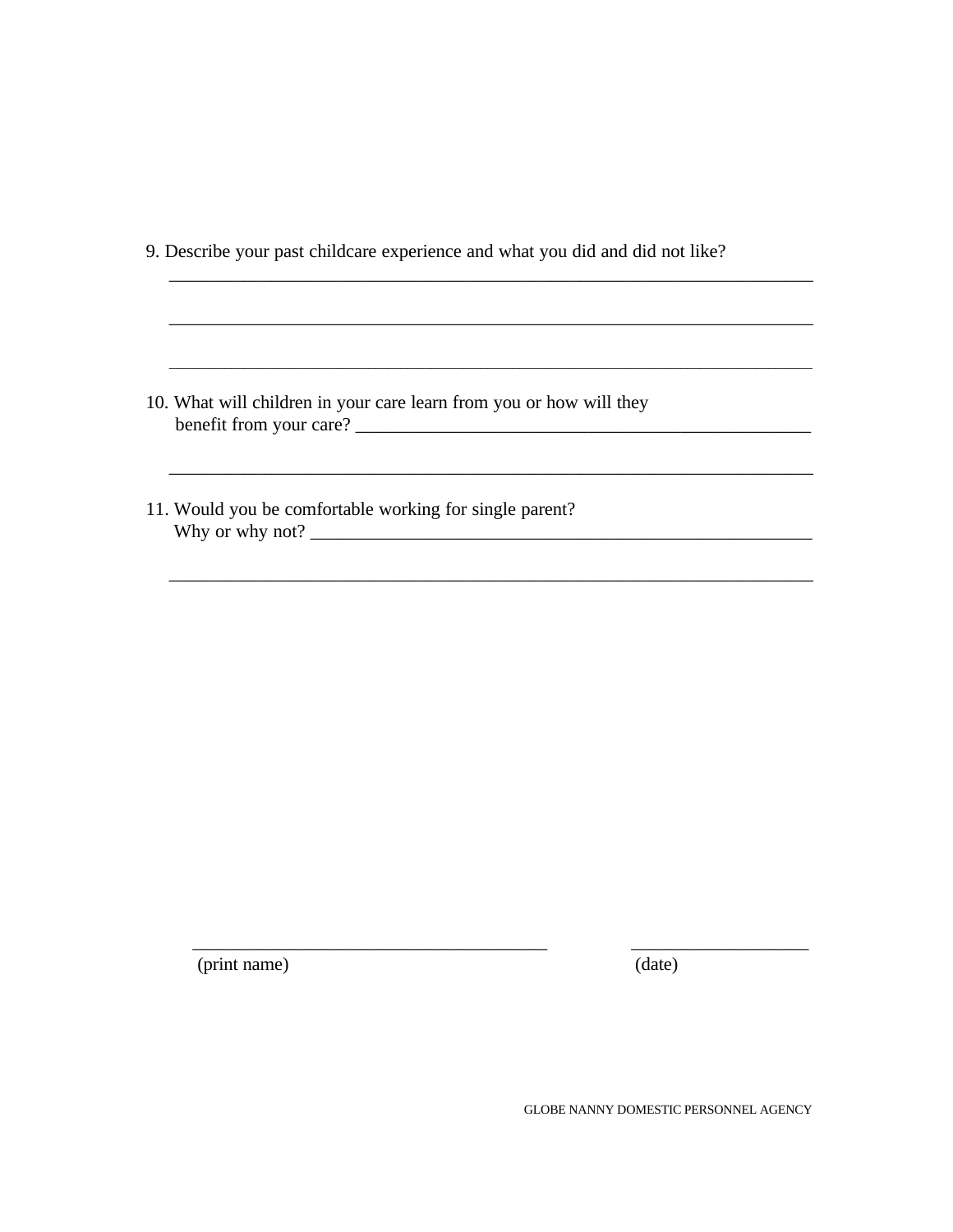9. Describe your past childcare experience and what you did and did not like?
   ________________________________________________________________________

   ________________________________________________________________________

   ________________________________________________________________________

10. What will children in your care learn from you or how will they benefit from your care? ____________________________________________________

    ________________________________________________________________________

11. Would you be comfortable working for single parent?
    Why or why not? ______________________________________________________

    ________________________________________________________________________

________________________________________ ____________________
(print name) (date)

GLOBE NANNY DOMESTIC PERSONNEL AGENCY